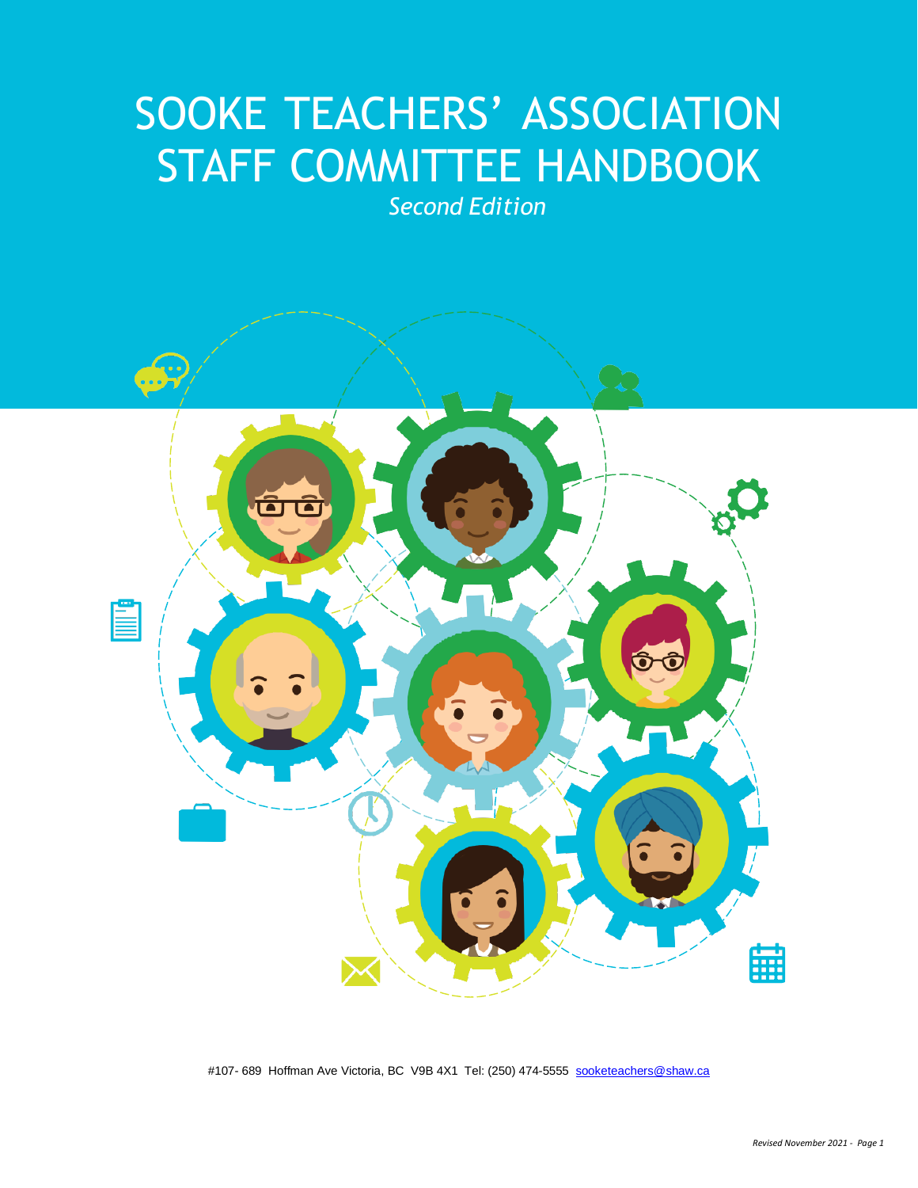# SOOKE TEACHERS' ASSOCIATION STAFF COMMITTEE HANDBOOK

*Second Edition*

#107- 689 Hoffman Ave Victoria, BC V9B 4X1 Tel: (250) 474-5555 sooketeachers@shaw.ca

*Revised November 2021*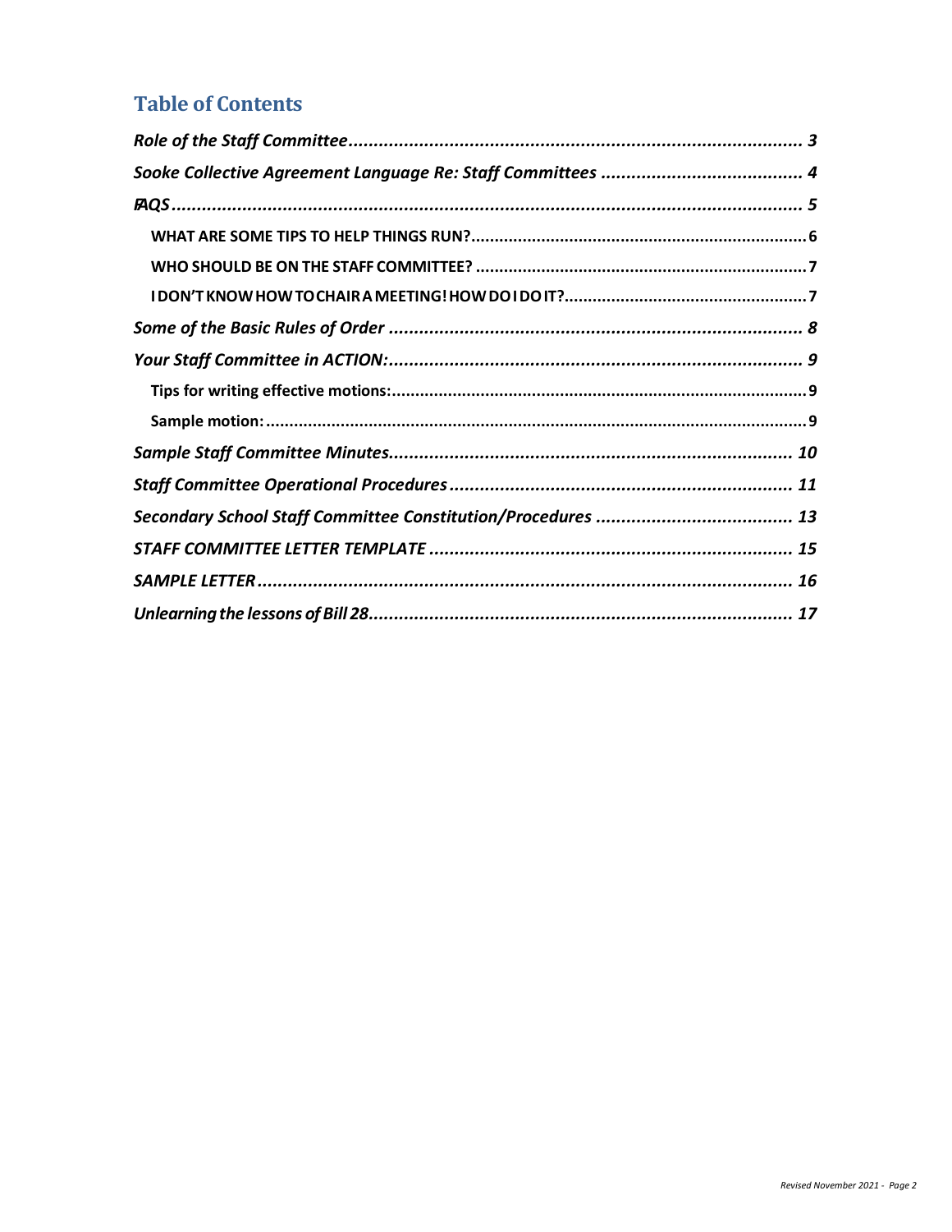## Table of Contents

*Role of the Staff Committee* ........................................................................................ 3

*Sooke Collective Agreement Language Re: Staff Committees* ........................................ 4

*FAQS* ............................................................................................................................ 5

- **WHAT ARE SOME TIPS TO HELP THINGS RUN?** ........................................................................ 6
- **WHO SHOULD BE ON THE STAFF COMMITTEE?** ....................................................................... 7
- **I DON'T KNOW HOW TO CHAIR A MEETING! HOW DO I DO IT?** ............................................... 7

*Some of the Basic Rules of Order* ................................................................................ 8

*Your Staff Committee in ACTION:* ................................................................................ 9

- **Tips for writing effective motions:** ........................................................................................ 9
- **Sample motion:** .................................................................................................................... 9

*Sample Staff Committee Minutes* ................................................................................ 10

*Staff Committee Operational Procedures* .................................................................... 11

*Secondary School Staff Committee Constitution/Procedures* ....................................... 13

*STAFF COMMITTEE LETTER TEMPLATE* ......................................................................... 15

*SAMPLE LETTER* ........................................................................................................... 16

*Unlearning the lessons of Bill 28* .................................................................................. 17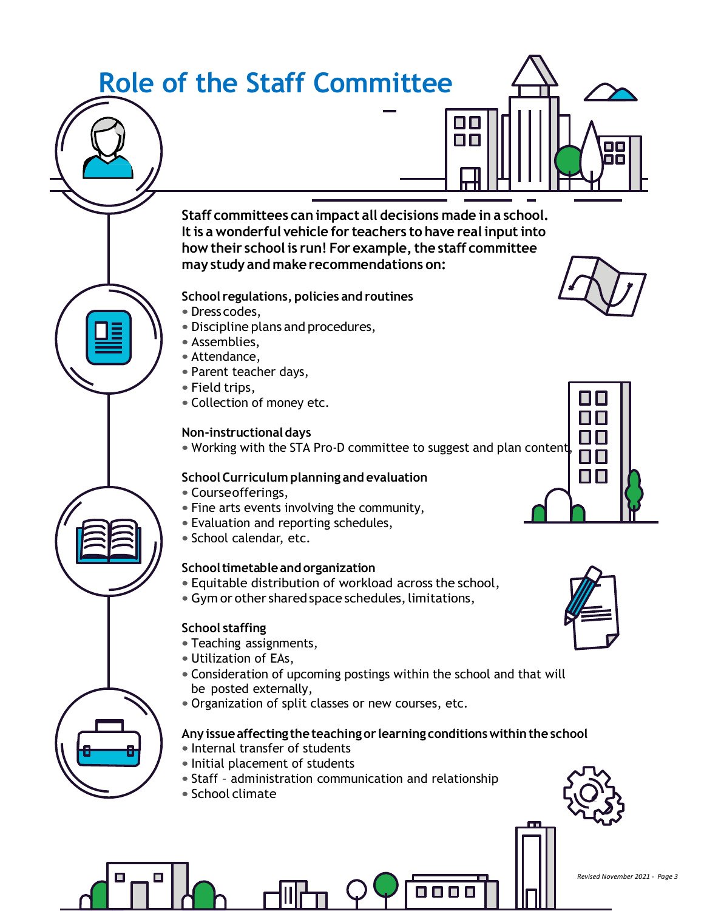# Role of the Staff Committee

**Staff committees can impact all decisions made in a school. It is a wonderful vehicle for teachers to have real input into how their school is run! For example, the staff committee may study and make recommendations on:**

**School regulations, policies and routines**

- Dress codes,
- Discipline plans and procedures,
- Assemblies,
- Attendance,
- Parent teacher days,
- Field trips,
- Collection of money etc.

**Non-instructional days**

- Working with the STA Pro-D committee to suggest and plan content,

**School Curriculum planning and evaluation**

- Course offerings,
- Fine arts events involving the community,
- Evaluation and reporting schedules,
- School calendar, etc.

**School timetable and organization**

- Equitable distribution of workload across the school,
- Gym or other shared space schedules, limitations,

**School staffing**

- Teaching assignments,
- Utilization of EAs,
- Consideration of upcoming postings within the school and that will be posted externally,
- Organization of split classes or new courses, etc.

**Any issue affecting the teaching or learning conditions within the school**

- Internal transfer of students
- Initial placement of students
- Staff – administration communication and relationship
- School climate

*Revised November 2021*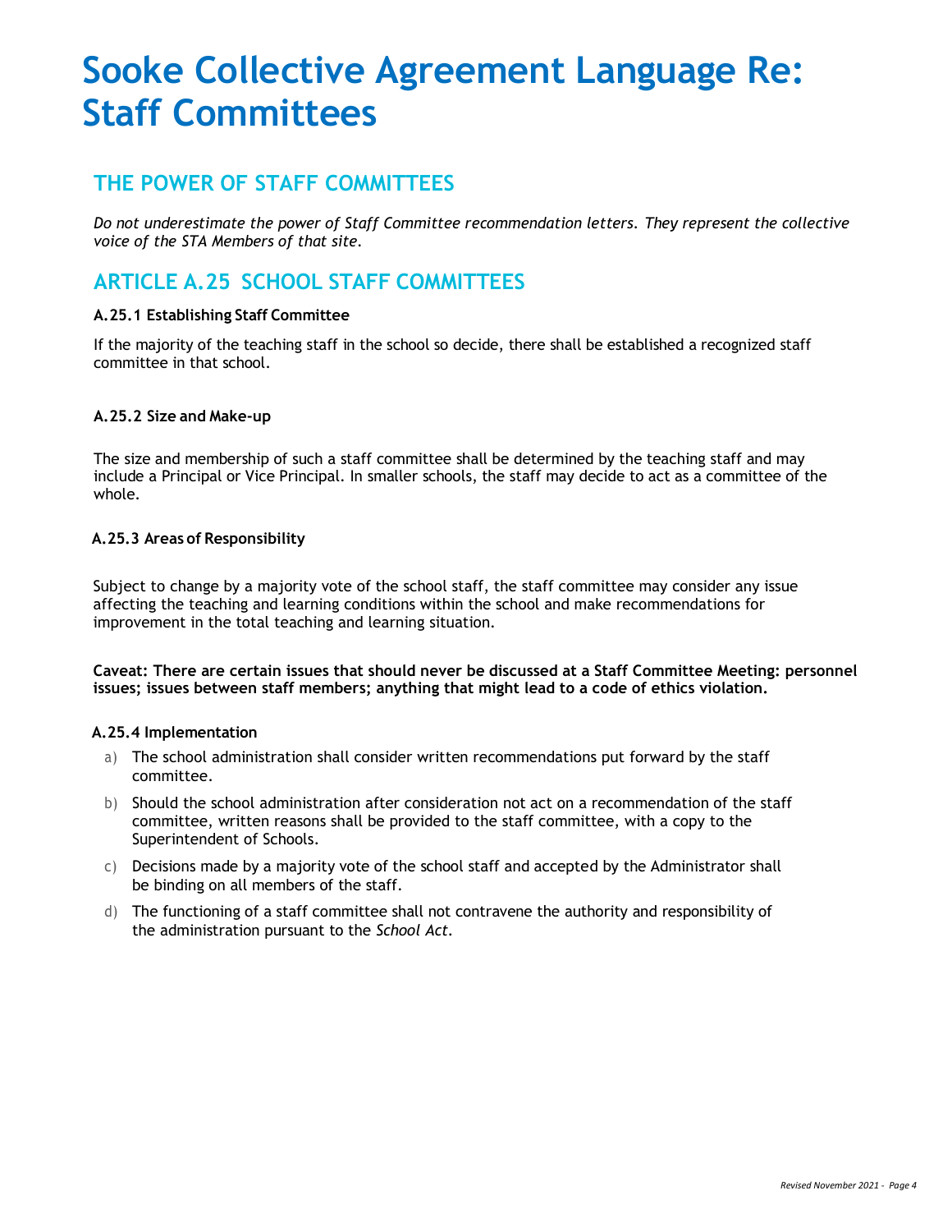# Sooke Collective Agreement Language Re: Staff Committees

## THE POWER OF STAFF COMMITTEES

*Do not underestimate the power of Staff Committee recommendation letters. They represent the collective voice of the STA Members of that site.*

## ARTICLE A.25 SCHOOL STAFF COMMITTEES

### A.25.1 Establishing Staff Committee

If the majority of the teaching staff in the school so decide, there shall be established a recognized staff committee in that school.

### A.25.2 Size and Make-up

The size and membership of such a staff committee shall be determined by the teaching staff and may include a Principal or Vice Principal. In smaller schools, the staff may decide to act as a committee of the whole.

### A.25.3 Areas of Responsibility

Subject to change by a majority vote of the school staff, the staff committee may consider any issue affecting the teaching and learning conditions within the school and make recommendations for improvement in the total teaching and learning situation.

**Caveat: There are certain issues that should never be discussed at a Staff Committee Meeting: personnel issues; issues between staff members; anything that might lead to a code of ethics violation.**

### A.25.4 Implementation

a) The school administration shall consider written recommendations put forward by the staff committee.

b) Should the school administration after consideration not act on a recommendation of the staff committee, written reasons shall be provided to the staff committee, with a copy to the Superintendent of Schools.

c) Decisions made by a majority vote of the school staff and accepted by the Administrator shall be binding on all members of the staff.

d) The functioning of a staff committee shall not contravene the authority and responsibility of the administration pursuant to the *School Act*.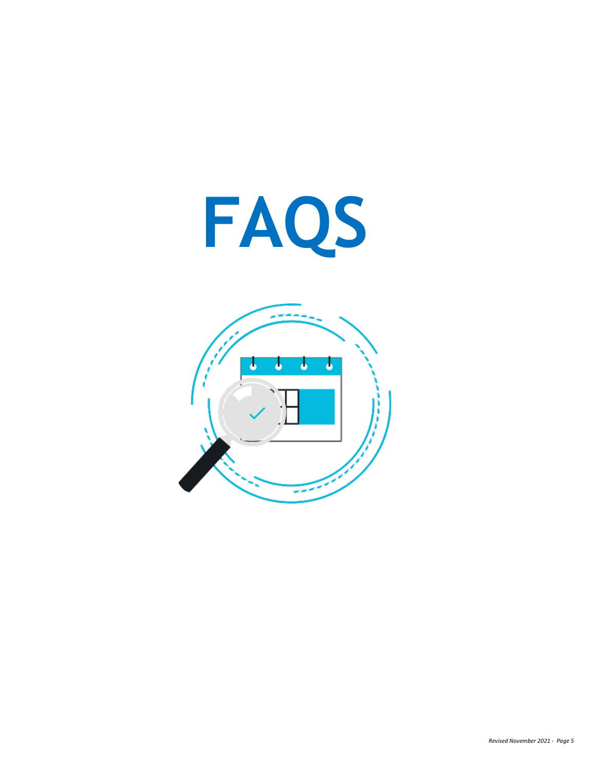# FAQS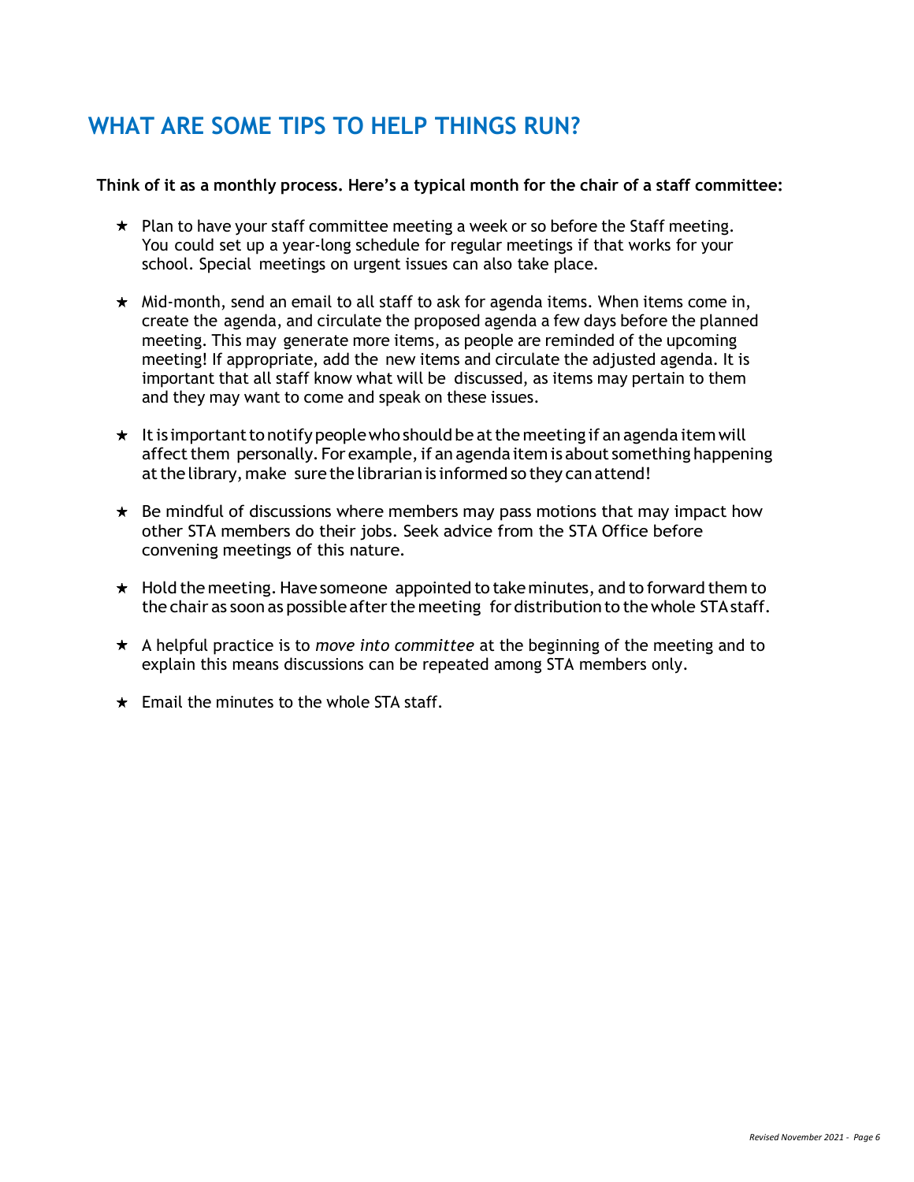## WHAT ARE SOME TIPS TO HELP THINGS RUN?

**Think of it as a monthly process. Here's a typical month for the chair of a staff committee:**

- Plan to have your staff committee meeting a week or so before the Staff meeting. You could set up a year-long schedule for regular meetings if that works for your school. Special meetings on urgent issues can also take place.
- Mid-month, send an email to all staff to ask for agenda items. When items come in, create the agenda, and circulate the proposed agenda a few days before the planned meeting. This may generate more items, as people are reminded of the upcoming meeting! If appropriate, add the new items and circulate the adjusted agenda. It is important that all staff know what will be discussed, as items may pertain to them and they may want to come and speak on these issues.
- It is important to notify people who should be at the meeting if an agenda item will affect them personally. For example, if an agenda item is about something happening at the library, make sure the librarian is informed so they can attend!
- Be mindful of discussions where members may pass motions that may impact how other STA members do their jobs. Seek advice from the STA Office before convening meetings of this nature.
- Hold the meeting. Have someone appointed to take minutes, and to forward them to the chair as soon as possible after the meeting for distribution to the whole STA staff.
- A helpful practice is to *move into committee* at the beginning of the meeting and to explain this means discussions can be repeated among STA members only.
- Email the minutes to the whole STA staff.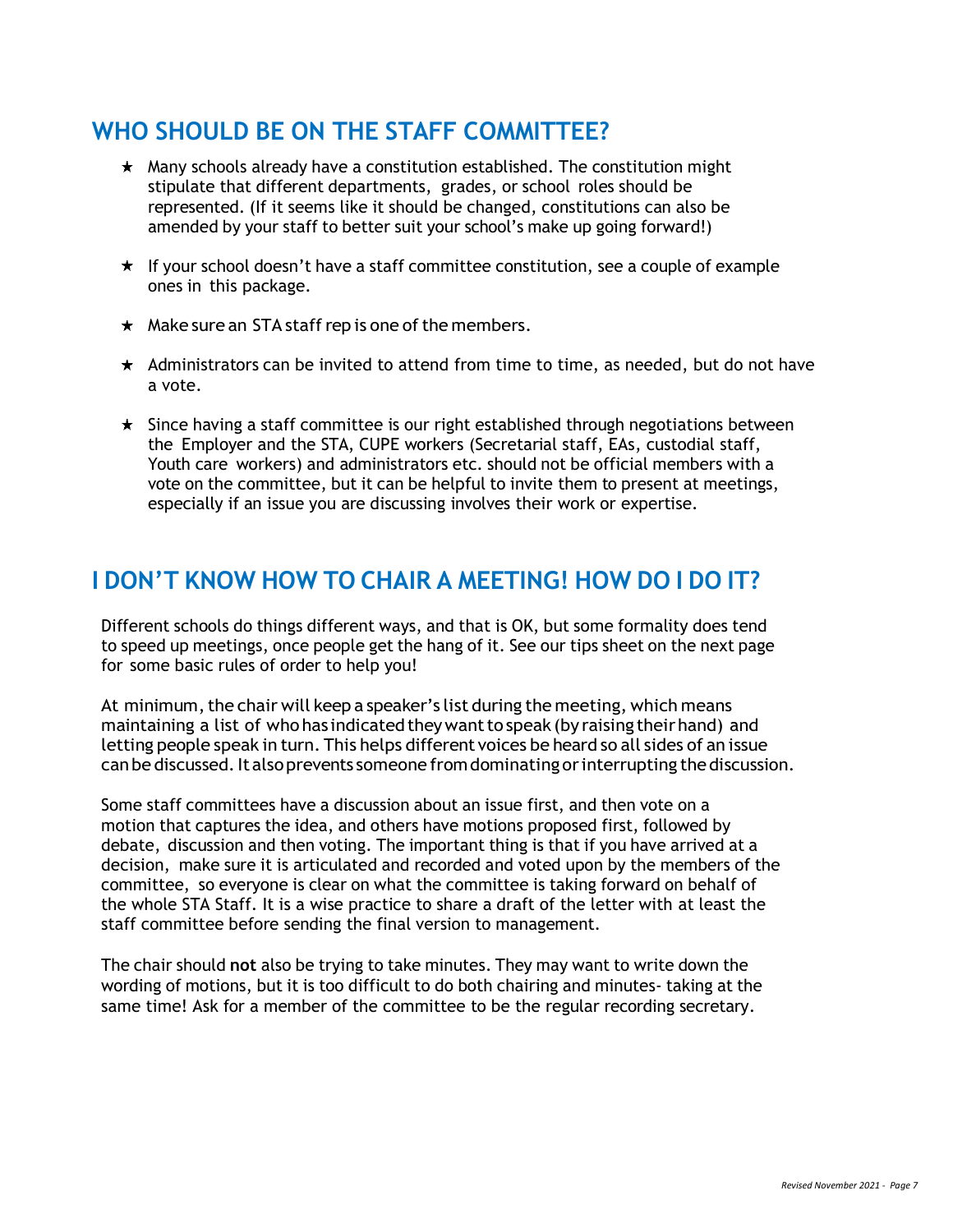## WHO SHOULD BE ON THE STAFF COMMITTEE?

- Many schools already have a constitution established. The constitution might stipulate that different departments, grades, or school roles should be represented. (If it seems like it should be changed, constitutions can also be amended by your staff to better suit your school's make up going forward!)
- If your school doesn't have a staff committee constitution, see a couple of example ones in this package.
- Make sure an STA staff rep is one of the members.
- Administrators can be invited to attend from time to time, as needed, but do not have a vote.
- Since having a staff committee is our right established through negotiations between the Employer and the STA, CUPE workers (Secretarial staff, EAs, custodial staff, Youth care workers) and administrators etc. should not be official members with a vote on the committee, but it can be helpful to invite them to present at meetings, especially if an issue you are discussing involves their work or expertise.

## I DON'T KNOW HOW TO CHAIR A MEETING! HOW DO I DO IT?

Different schools do things different ways, and that is OK, but some formality does tend to speed up meetings, once people get the hang of it. See our tips sheet on the next page for some basic rules of order to help you!

At minimum, the chair will keep a speaker's list during the meeting, which means maintaining a list of who has indicated they want to speak (by raising their hand) and letting people speak in turn. This helps different voices be heard so all sides of an issue can be discussed. It also prevents someone from dominating or interrupting the discussion.

Some staff committees have a discussion about an issue first, and then vote on a motion that captures the idea, and others have motions proposed first, followed by debate, discussion and then voting. The important thing is that if you have arrived at a decision, make sure it is articulated and recorded and voted upon by the members of the committee, so everyone is clear on what the committee is taking forward on behalf of the whole STA Staff. It is a wise practice to share a draft of the letter with at least the staff committee before sending the final version to management.

The chair should **not** also be trying to take minutes. They may want to write down the wording of motions, but it is too difficult to do both chairing and minutes- taking at the same time! Ask for a member of the committee to be the regular recording secretary.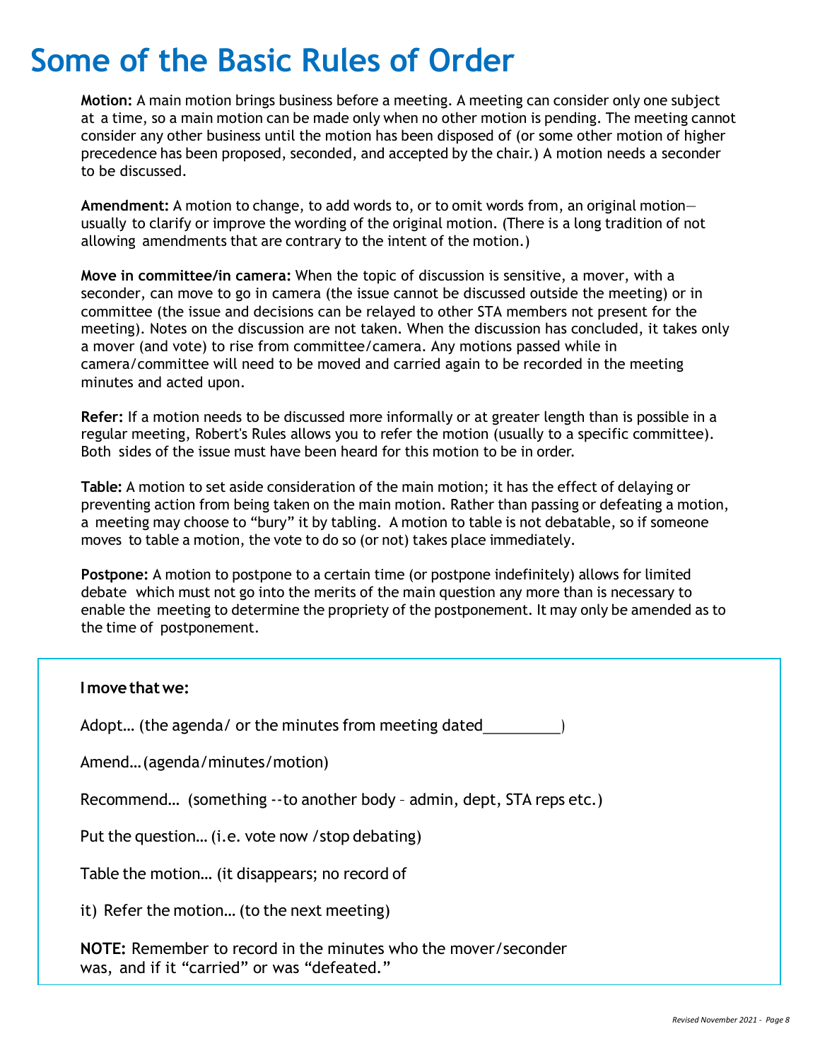# Some of the Basic Rules of Order

**Motion:** A main motion brings business before a meeting. A meeting can consider only one subject at a time, so a main motion can be made only when no other motion is pending. The meeting cannot consider any other business until the motion has been disposed of (or some other motion of higher precedence has been proposed, seconded, and accepted by the chair.) A motion needs a seconder to be discussed.

**Amendment:** A motion to change, to add words to, or to omit words from, an original motion—usually to clarify or improve the wording of the original motion. (There is a long tradition of not allowing amendments that are contrary to the intent of the motion.)

**Move in committee/in camera:** When the topic of discussion is sensitive, a mover, with a seconder, can move to go in camera (the issue cannot be discussed outside the meeting) or in committee (the issue and decisions can be relayed to other STA members not present for the meeting). Notes on the discussion are not taken. When the discussion has concluded, it takes only a mover (and vote) to rise from committee/camera. Any motions passed while in camera/committee will need to be moved and carried again to be recorded in the meeting minutes and acted upon.

**Refer:** If a motion needs to be discussed more informally or at greater length than is possible in a regular meeting, Robert's Rules allows you to refer the motion (usually to a specific committee). Both sides of the issue must have been heard for this motion to be in order.

**Table:** A motion to set aside consideration of the main motion; it has the effect of delaying or preventing action from being taken on the main motion. Rather than passing or defeating a motion, a meeting may choose to "bury" it by tabling. A motion to table is not debatable, so if someone moves to table a motion, the vote to do so (or not) takes place immediately.

**Postpone:** A motion to postpone to a certain time (or postpone indefinitely) allows for limited debate which must not go into the merits of the main question any more than is necessary to enable the meeting to determine the propriety of the postponement. It may only be amended as to the time of postponement.

**I move that we:**

Adopt… (the agenda/ or the minutes from meeting dated__________)

Amend… (agenda/minutes/motion)

Recommend… (something --to another body – admin, dept, STA reps etc.)

Put the question… (i.e. vote now /stop debating)

Table the motion… (it disappears; no record of it)

Refer the motion… (to the next meeting)

**NOTE:** Remember to record in the minutes who the mover/seconder was, and if it "carried" or was "defeated."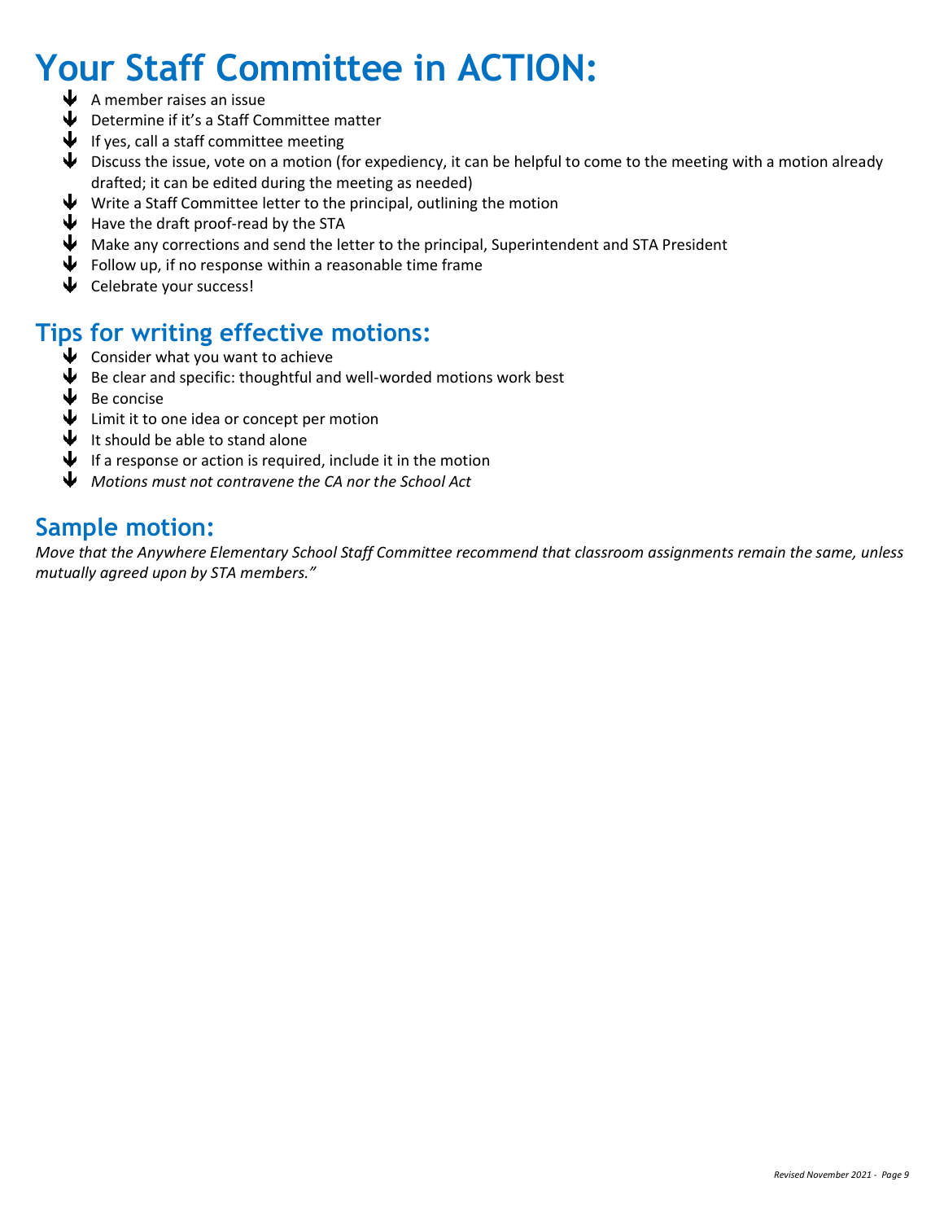# Your Staff Committee in ACTION:

- A member raises an issue
- Determine if it's a Staff Committee matter
- If yes, call a staff committee meeting
- Discuss the issue, vote on a motion (for expediency, it can be helpful to come to the meeting with a motion already drafted; it can be edited during the meeting as needed)
- Write a Staff Committee letter to the principal, outlining the motion
- Have the draft proof-read by the STA
- Make any corrections and send the letter to the principal, Superintendent and STA President
- Follow up, if no response within a reasonable time frame
- Celebrate your success!

## Tips for writing effective motions:

- Consider what you want to achieve
- Be clear and specific: thoughtful and well-worded motions work best
- Be concise
- Limit it to one idea or concept per motion
- It should be able to stand alone
- If a response or action is required, include it in the motion
- *Motions must not contravene the CA nor the School Act*

## Sample motion:

*Move that the Anywhere Elementary School Staff Committee recommend that classroom assignments remain the same, unless mutually agreed upon by STA members."*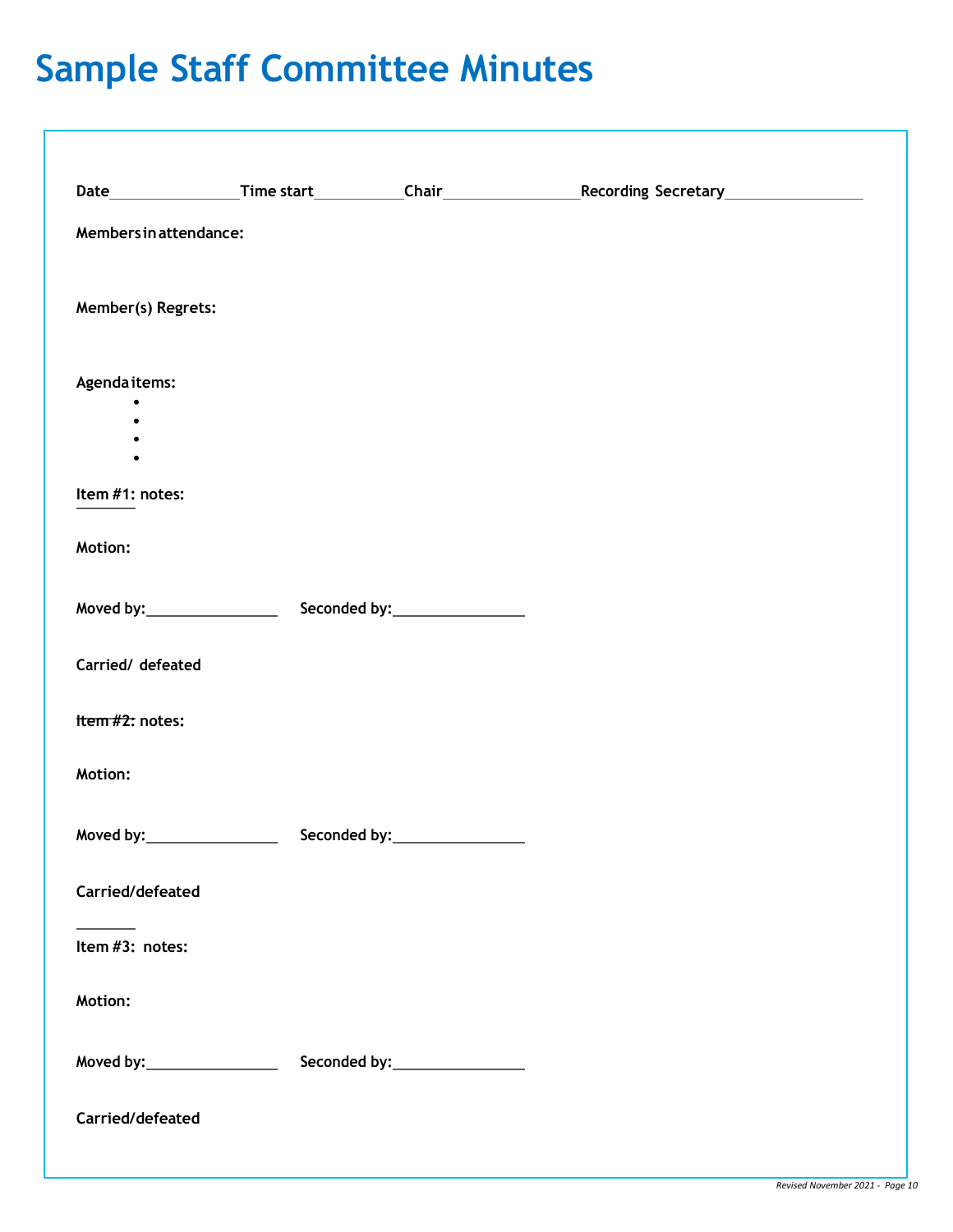# Sample Staff Committee Minutes

**Date**________________**Time start**___________**Chair**________________**Recording Secretary**________________

**Members in attendance:**

**Member(s) Regrets:**

**Agenda items:**

- 
- 
- 
- 

**Item #1: notes:**

**Motion:**

**Moved by:**________________ **Seconded by:**________________

**Carried/ defeated**

**Item #2: notes:**

**Motion:**

**Moved by:**________________ **Seconded by:**________________

**Carried/defeated**

**Item #3: notes:**

**Motion:**

**Moved by:**________________ **Seconded by:**________________

**Carried/defeated**

*Revised November 2021*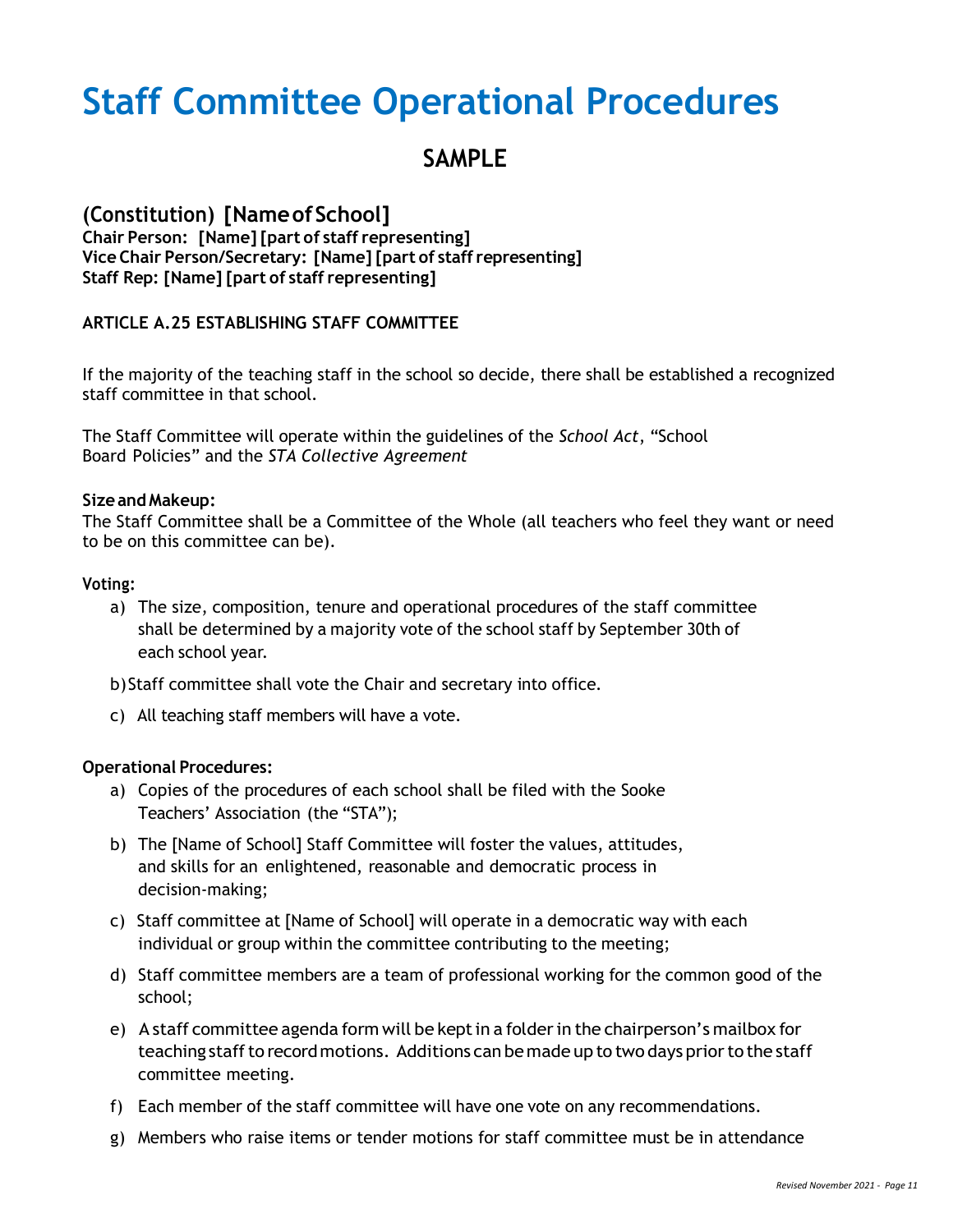# Staff Committee Operational Procedures

## SAMPLE

### (Constitution) [Name of School]

**Chair Person: [Name] [part of staff representing]**
**Vice Chair Person/Secretary: [Name] [part of staff representing]**
**Staff Rep: [Name] [part of staff representing]**

**ARTICLE A.25 ESTABLISHING STAFF COMMITTEE**

If the majority of the teaching staff in the school so decide, there shall be established a recognized staff committee in that school.

The Staff Committee will operate within the guidelines of the *School Act*, "School Board Policies" and the *STA Collective Agreement*

**Size and Makeup:**
The Staff Committee shall be a Committee of the Whole (all teachers who feel they want or need to be on this committee can be).

**Voting:**

a) The size, composition, tenure and operational procedures of the staff committee shall be determined by a majority vote of the school staff by September 30th of each school year.

b) Staff committee shall vote the Chair and secretary into office.

c) All teaching staff members will have a vote.

**Operational Procedures:**

a) Copies of the procedures of each school shall be filed with the Sooke Teachers' Association (the "STA");

b) The [Name of School] Staff Committee will foster the values, attitudes, and skills for an enlightened, reasonable and democratic process in decision-making;

c) Staff committee at [Name of School] will operate in a democratic way with each individual or group within the committee contributing to the meeting;

d) Staff committee members are a team of professional working for the common good of the school;

e) A staff committee agenda form will be kept in a folder in the chairperson's mailbox for teaching staff to record motions. Additions can be made up to two days prior to the staff committee meeting.

f) Each member of the staff committee will have one vote on any recommendations.

g) Members who raise items or tender motions for staff committee must be in attendance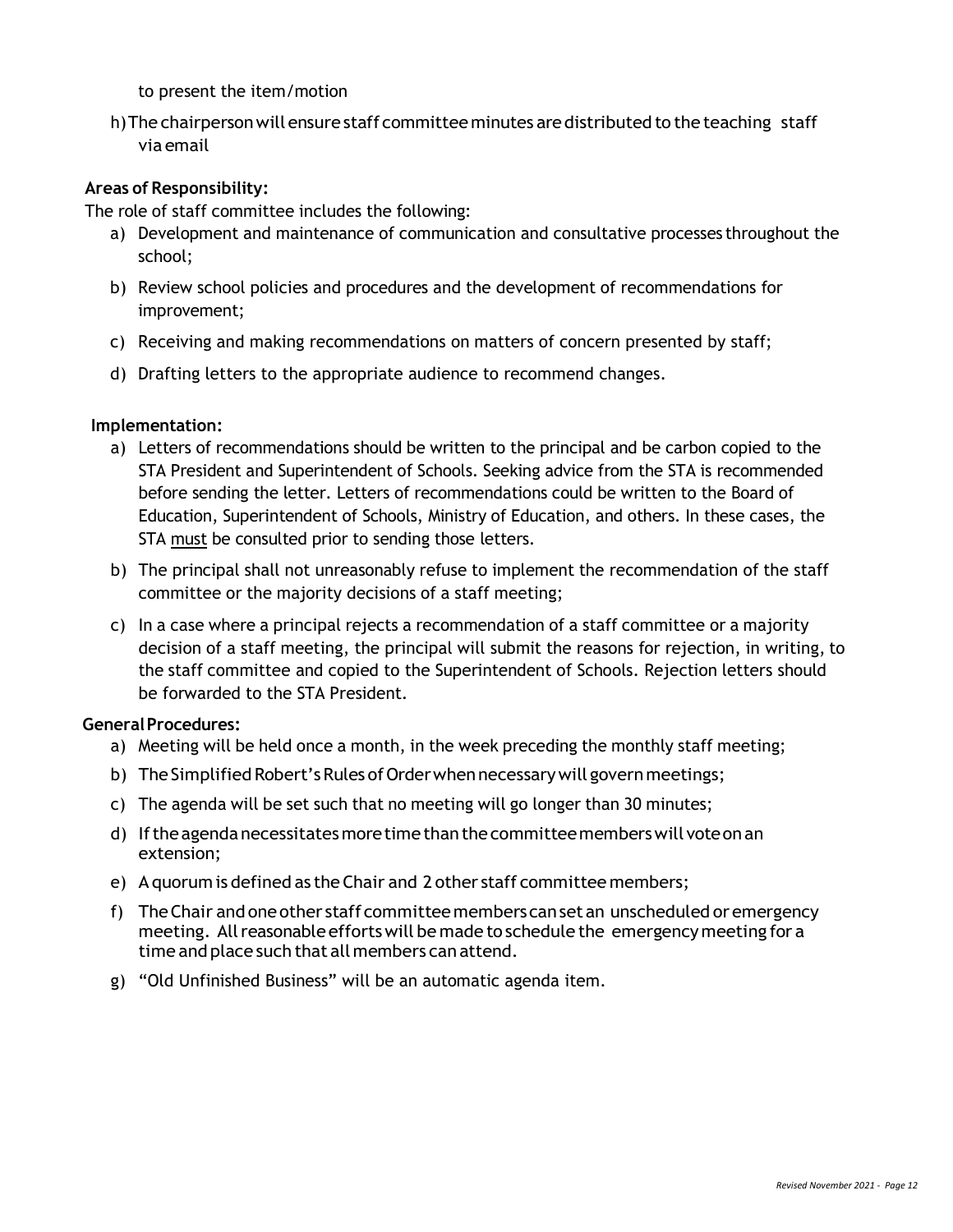to present the item/motion

h) The chairperson will ensure staff committee minutes are distributed to the teaching staff via email

**Areas of Responsibility:**

The role of staff committee includes the following:

a) Development and maintenance of communication and consultative processes throughout the school;

b) Review school policies and procedures and the development of recommendations for improvement;

c) Receiving and making recommendations on matters of concern presented by staff;

d) Drafting letters to the appropriate audience to recommend changes.

**Implementation:**

a) Letters of recommendations should be written to the principal and be carbon copied to the STA President and Superintendent of Schools. Seeking advice from the STA is recommended before sending the letter. Letters of recommendations could be written to the Board of Education, Superintendent of Schools, Ministry of Education, and others. In these cases, the STA <u>must</u> be consulted prior to sending those letters.

b) The principal shall not unreasonably refuse to implement the recommendation of the staff committee or the majority decisions of a staff meeting;

c) In a case where a principal rejects a recommendation of a staff committee or a majority decision of a staff meeting, the principal will submit the reasons for rejection, in writing, to the staff committee and copied to the Superintendent of Schools. Rejection letters should be forwarded to the STA President.

**General Procedures:**

a) Meeting will be held once a month, in the week preceding the monthly staff meeting;

b) The Simplified Robert's Rules of Order when necessary will govern meetings;

c) The agenda will be set such that no meeting will go longer than 30 minutes;

d) If the agenda necessitates more time than the committee members will vote on an extension;

e) A quorum is defined as the Chair and 2 other staff committee members;

f) The Chair and one other staff committee members can set an unscheduled or emergency meeting. All reasonable efforts will be made to schedule the emergency meeting for a time and place such that all members can attend.

g) "Old Unfinished Business" will be an automatic agenda item.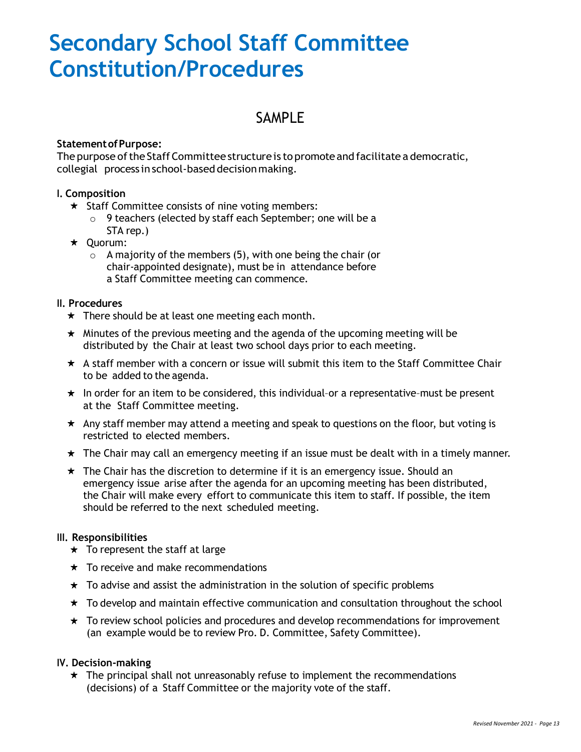# Secondary School Staff Committee Constitution/Procedures

## SAMPLE

**Statement of Purpose:**
The purpose of the Staff Committee structure is to promote and facilitate a democratic, collegial process in school-based decision making.

**I. Composition**

- Staff Committee consists of nine voting members:
  - 9 teachers (elected by staff each September; one will be a STA rep.)
- Quorum:
  - A majority of the members (5), with one being the chair (or chair-appointed designate), must be in attendance before a Staff Committee meeting can commence.

**II. Procedures**

- There should be at least one meeting each month.
- Minutes of the previous meeting and the agenda of the upcoming meeting will be distributed by the Chair at least two school days prior to each meeting.
- A staff member with a concern or issue will submit this item to the Staff Committee Chair to be added to the agenda.
- In order for an item to be considered, this individual–or a representative–must be present at the Staff Committee meeting.
- Any staff member may attend a meeting and speak to questions on the floor, but voting is restricted to elected members.
- The Chair may call an emergency meeting if an issue must be dealt with in a timely manner.
- The Chair has the discretion to determine if it is an emergency issue. Should an emergency issue arise after the agenda for an upcoming meeting has been distributed, the Chair will make every effort to communicate this item to staff. If possible, the item should be referred to the next scheduled meeting.

**III. Responsibilities**

- To represent the staff at large
- To receive and make recommendations
- To advise and assist the administration in the solution of specific problems
- To develop and maintain effective communication and consultation throughout the school
- To review school policies and procedures and develop recommendations for improvement (an example would be to review Pro. D. Committee, Safety Committee).

**IV. Decision-making**

- The principal shall not unreasonably refuse to implement the recommendations (decisions) of a Staff Committee or the majority vote of the staff.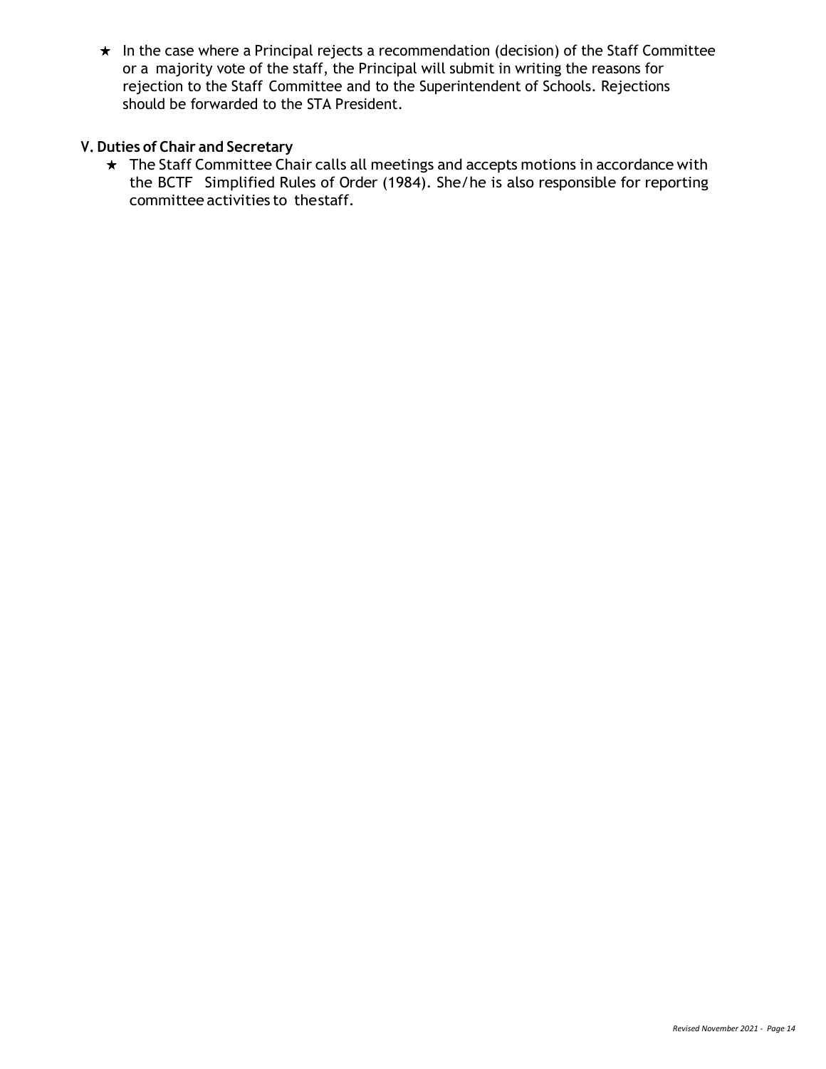- In the case where a Principal rejects a recommendation (decision) of the Staff Committee or a majority vote of the staff, the Principal will submit in writing the reasons for rejection to the Staff Committee and to the Superintendent of Schools. Rejections should be forwarded to the STA President.

### V. Duties of Chair and Secretary

- The Staff Committee Chair calls all meetings and accepts motions in accordance with the BCTF Simplified Rules of Order (1984). She/he is also responsible for reporting committee activities to the staff.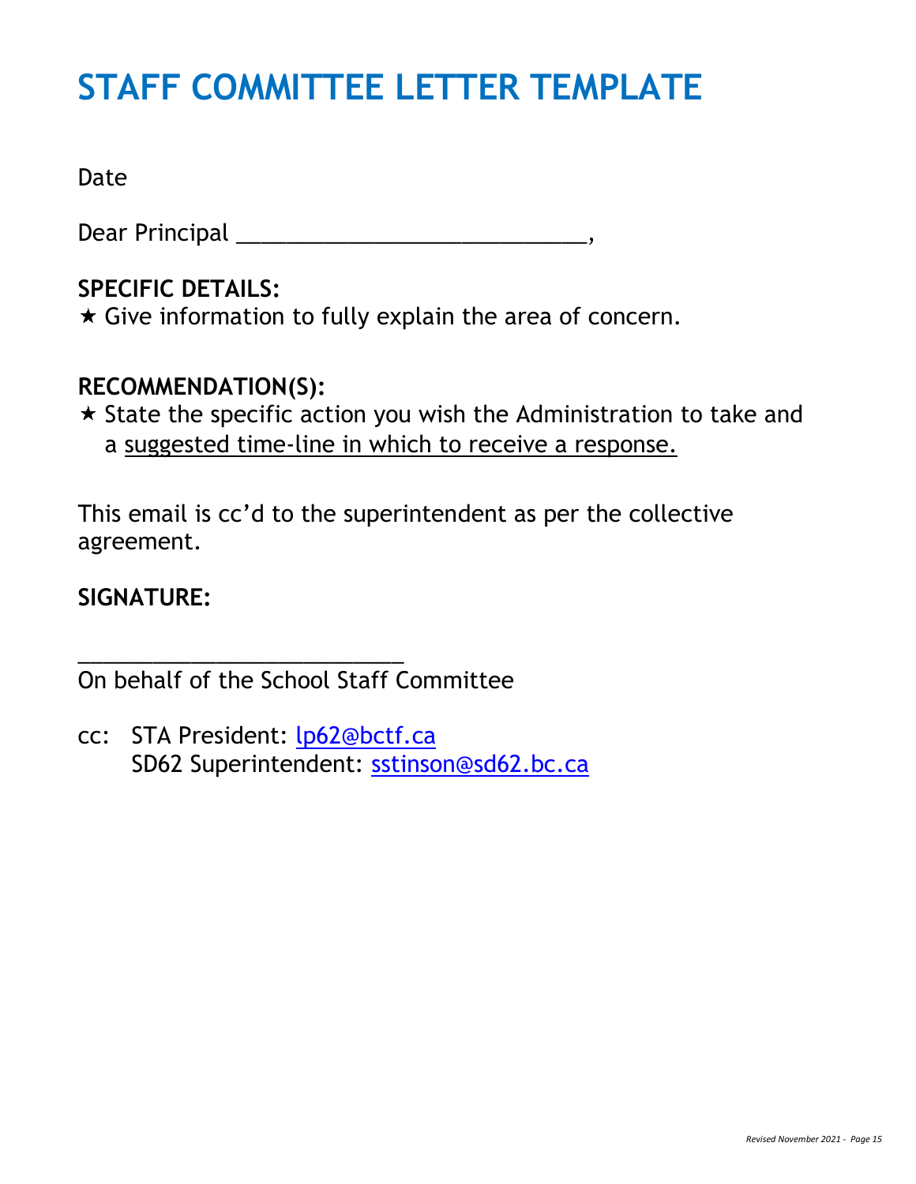# STAFF COMMITTEE LETTER TEMPLATE

Date

Dear Principal ____________________________,

**SPECIFIC DETAILS:**

★ Give information to fully explain the area of concern.

**RECOMMENDATION(S):**

★ State the specific action you wish the Administration to take and a suggested time-line in which to receive a response.

This email is cc'd to the superintendent as per the collective agreement.

**SIGNATURE:**

____________________________

On behalf of the School Staff Committee

cc: STA President: lp62@bctf.ca
SD62 Superintendent: sstinson@sd62.bc.ca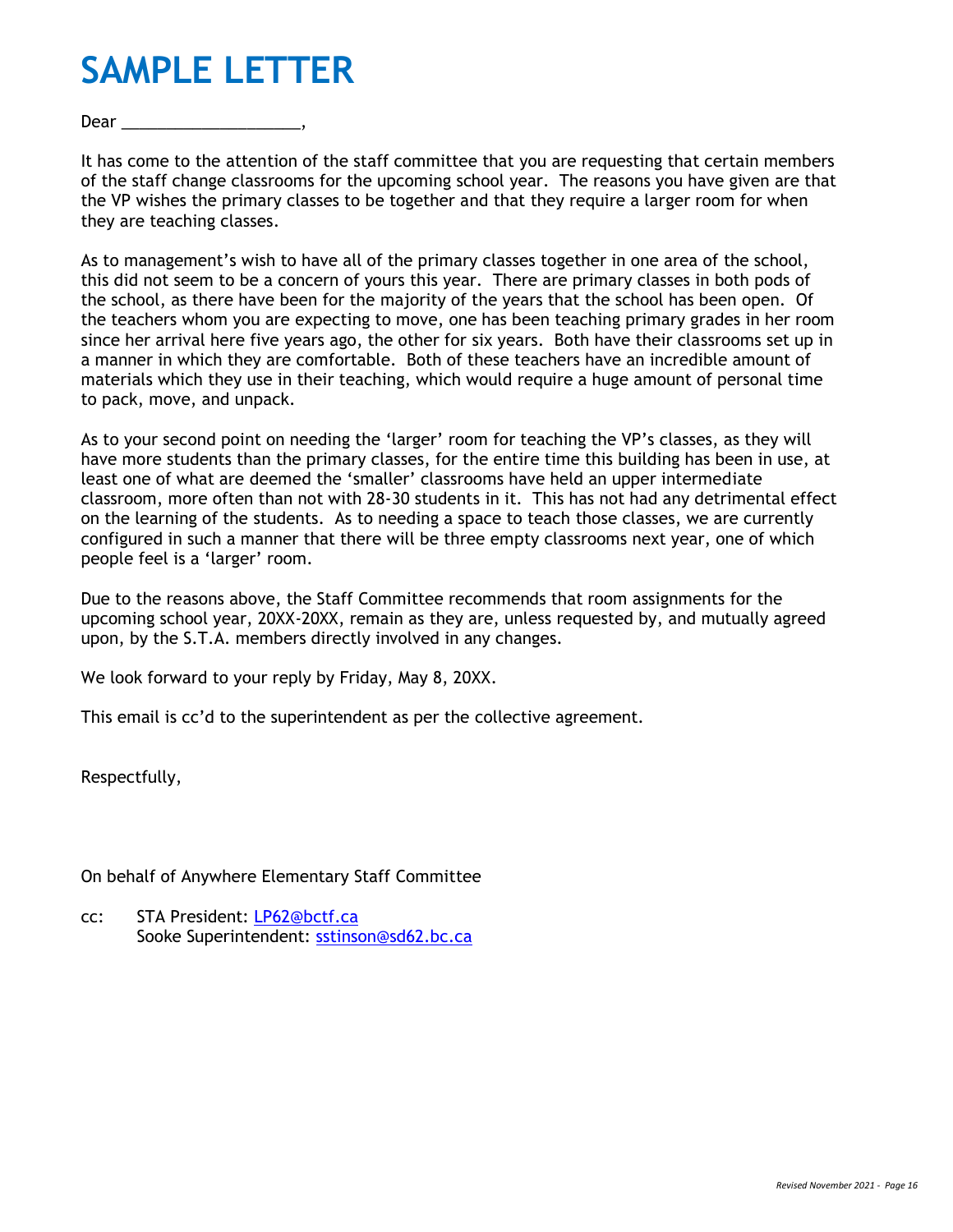# SAMPLE LETTER

Dear ____________________,

It has come to the attention of the staff committee that you are requesting that certain members of the staff change classrooms for the upcoming school year. The reasons you have given are that the VP wishes the primary classes to be together and that they require a larger room for when they are teaching classes.

As to management's wish to have all of the primary classes together in one area of the school, this did not seem to be a concern of yours this year. There are primary classes in both pods of the school, as there have been for the majority of the years that the school has been open. Of the teachers whom you are expecting to move, one has been teaching primary grades in her room since her arrival here five years ago, the other for six years. Both have their classrooms set up in a manner in which they are comfortable. Both of these teachers have an incredible amount of materials which they use in their teaching, which would require a huge amount of personal time to pack, move, and unpack.

As to your second point on needing the 'larger' room for teaching the VP's classes, as they will have more students than the primary classes, for the entire time this building has been in use, at least one of what are deemed the 'smaller' classrooms have held an upper intermediate classroom, more often than not with 28-30 students in it. This has not had any detrimental effect on the learning of the students. As to needing a space to teach those classes, we are currently configured in such a manner that there will be three empty classrooms next year, one of which people feel is a 'larger' room.

Due to the reasons above, the Staff Committee recommends that room assignments for the upcoming school year, 20XX-20XX, remain as they are, unless requested by, and mutually agreed upon, by the S.T.A. members directly involved in any changes.

We look forward to your reply by Friday, May 8, 20XX.

This email is cc'd to the superintendent as per the collective agreement.

Respectfully,

On behalf of Anywhere Elementary Staff Committee

cc: STA President: LP62@bctf.ca
Sooke Superintendent: sstinson@sd62.bc.ca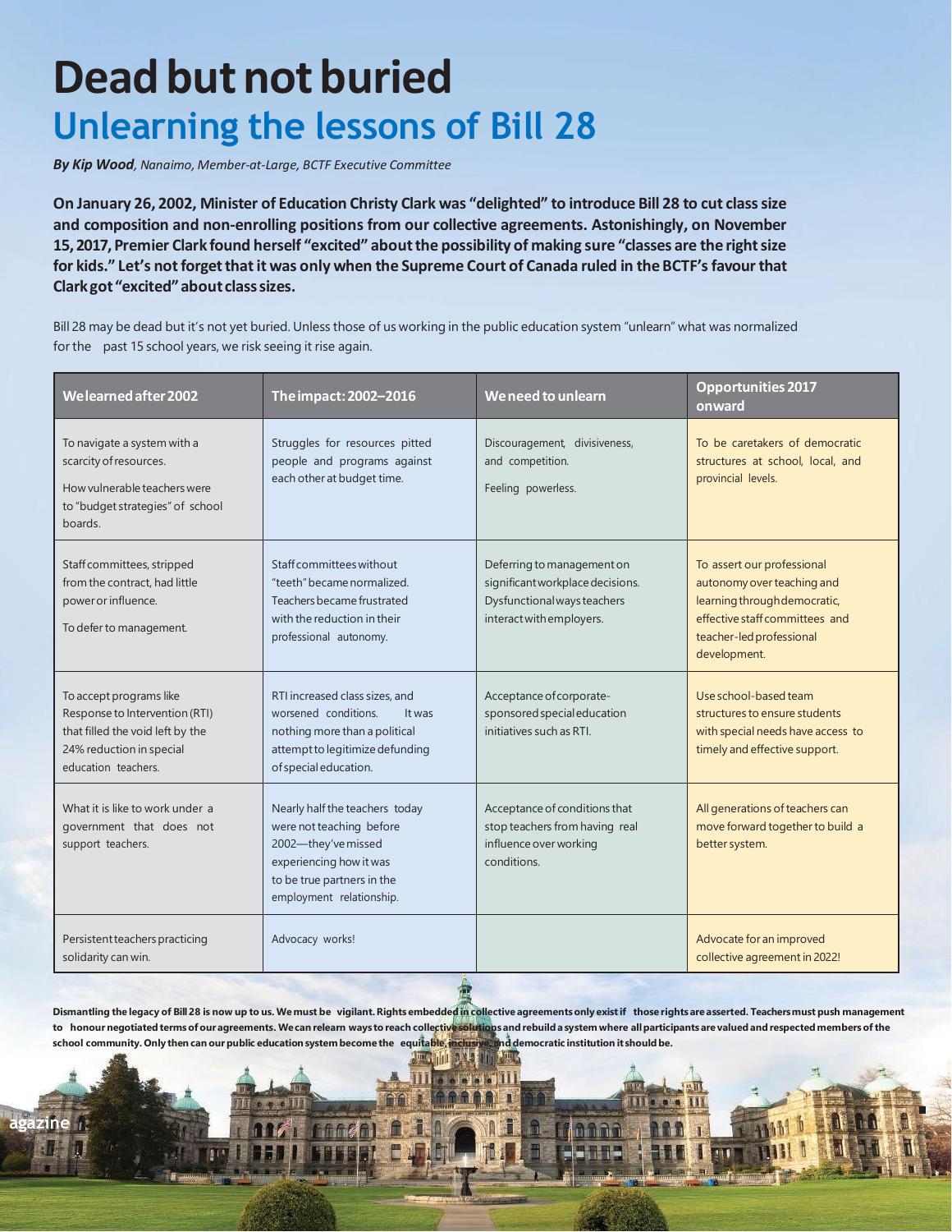# Dead but not buried

## Unlearning the lessons of Bill 28

***By Kip Wood**, Nanaimo, Member-at-Large, BCTF Executive Committee*

**On January 26, 2002, Minister of Education Christy Clark was "delighted" to introduce Bill 28 to cut class size and composition and non-enrolling positions from our collective agreements. Astonishingly, on November 15, 2017, Premier Clark found herself "excited" about the possibility of making sure "classes are the right size for kids." Let's not forget that it was only when the Supreme Court of Canada ruled in the BCTF's favour that Clark got "excited" about class sizes.**

Bill 28 may be dead but it's not yet buried. Unless those of us working in the public education system "unlearn" what was normalized for the past 15 school years, we risk seeing it rise again.

| We learned after 2002 | The impact: 2002–2016 | We need to unlearn | Opportunities 2017 onward |
|---|---|---|---|
| To navigate a system with a scarcity of resources.<br><br>How vulnerable teachers were to "budget strategies" of school boards. | Struggles for resources pitted people and programs against each other at budget time. | Discouragement, divisiveness, and competition.<br><br>Feeling powerless. | To be caretakers of democratic structures at school, local, and provincial levels. |
| Staff committees, stripped from the contract, had little power or influence.<br><br>To defer to management. | Staff committees without "teeth" became normalized. Teachers became frustrated with the reduction in their professional autonomy. | Deferring to management on significant workplace decisions. Dysfunctional ways teachers interact with employers. | To assert our professional autonomy over teaching and learning through democratic, effective staff committees and teacher-led professional development. |
| To accept programs like Response to Intervention (RTI) that filled the void left by the 24% reduction in special education teachers. | RTI increased class sizes, and worsened conditions. It was nothing more than a political attempt to legitimize defunding of special education. | Acceptance of corporate-sponsored special education initiatives such as RTI. | Use school-based team structures to ensure students with special needs have access to timely and effective support. |
| What it is like to work under a government that does not support teachers. | Nearly half the teachers today were not teaching before 2002—they've missed experiencing how it was to be true partners in the employment relationship. | Acceptance of conditions that stop teachers from having real influence over working conditions. | All generations of teachers can move forward together to build a better system. |
| Persistent teachers practicing solidarity can win. | Advocacy works! | | Advocate for an improved collective agreement in 2022! |

**Dismantling the legacy of Bill 28 is now up to us. We must be vigilant. Rights embedded in collective agreements only exist if those rights are asserted. Teachers must push management to honour negotiated terms of our agreements. We can relearn ways to reach collective solutions and rebuild a system where all participants are valued and respected members of the school community. Only then can our public education system become the equitable, inclusive, and democratic institution it should be.**